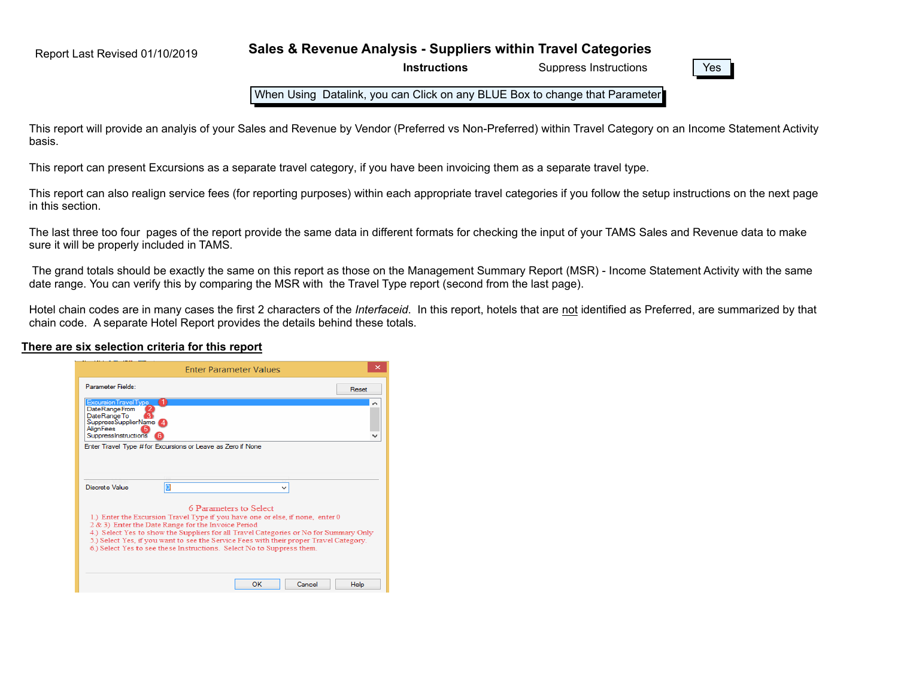Report Last Revised 01/10/2019

# Sales & Revenue Analysis - Suppliers within Travel Categories

**Instructions** Suppress Instructions | Yes |

When Using Datalink, you can Click on any BLUE Box to change that Parameter

This report will provide an analyis of your Sales and Revenue by Vendor (Preferred vs Non-Preferred) within Travel Category on an Income Statement Activity basis.

This report can present Excursions as a separate travel category, if you have been invoicing them as a separate travel type.

This report can also realign service fees (for reporting purposes) within each appropriate travel categories if you follow the setup instructions on the next page in this section.

The last three too four pages of the report provide the same data in different formats for checking the input of your TAMS Sales and Revenue data to make sure it will be properly included in TAMS.

The grand totals should be exactly the same on this report as those on the Management Summary Report (MSR) - Income Statement Activity with the same date range. You can verify this by comparing the MSR with the Travel Type report (second from the last page).

Hotel chain codes are in many cases the first 2 characters of the *Interfaceid*. In this report, hotels that are not identified as Preferred, are summarized by that chain code. A separate Hotel Report provides the details behind these totals.

## There are six selection criteria for this report

Enter Parameter Values

Parameter Fields: Reset

- ExcursionTravelType (1)
- DateRangeFrom (2)
- DateRangeTo (3)
- SuppressSupplierName (4)
- AlignFees (5)
- SuppressInstructions (6)

Enter Travel Type # for Excursions or Leave as Zero if None

Discrete Value 0

6 Parameters to Select

1.) Enter the Excursion Travel Type if you have one or else, if none, enter 0
2 & 3) Enter the Date Range for the Invoice Period
4.) Select Yes to show the Suppliers for all Travel Categories or No for Summary Only
5.) Select Yes, if you want to see the Service Fees with their proper Travel Category.
6.) Select Yes to see these Instructions. Select No to Suppress them.

OK Cancel Help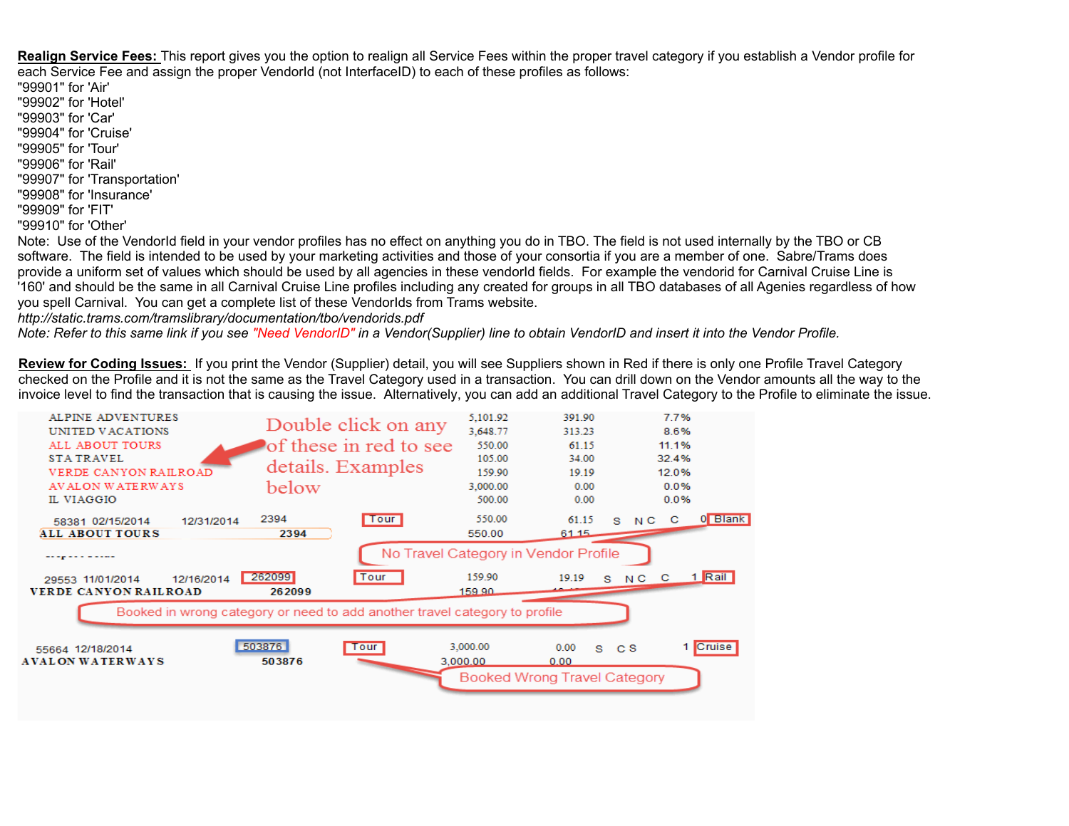**Realign Service Fees:** This report gives you the option to realign all Service Fees within the proper travel category if you establish a Vendor profile for each Service Fee and assign the proper VendorId (not InterfaceID) to each of these profiles as follows:
"99901" for 'Air'
"99902" for 'Hotel'
"99903" for 'Car'
"99904" for 'Cruise'
"99905" for 'Tour'
"99906" for 'Rail'
"99907" for 'Transportation'
"99908" for 'Insurance'
"99909" for 'FIT'
"99910" for 'Other'
Note: Use of the VendorId field in your vendor profiles has no effect on anything you do in TBO. The field is not used internally by the TBO or CB software. The field is intended to be used by your marketing activities and those of your consortia if you are a member of one. Sabre/Trams does provide a uniform set of values which should be used by all agencies in these vendorId fields. For example the vendorid for Carnival Cruise Line is '160' and should be the same in all Carnival Cruise Line profiles including any created for groups in all TBO databases of all Agenies regardless of how you spell Carnival. You can get a complete list of these VendorIds from Trams website.
*http://static.trams.com/tramslibrary/documentation/tbo/vendorids.pdf*
*Note: Refer to this same link if you see "Need VendorID" in a Vendor(Supplier) line to obtain VendorID and insert it into the Vendor Profile.*

**Review for Coding Issues:** If you print the Vendor (Supplier) detail, you will see Suppliers shown in Red if there is only one Profile Travel Category checked on the Profile and it is not the same as the Travel Category used in a transaction. You can drill down on the Vendor amounts all the way to the invoice level to find the transaction that is causing the issue. Alternatively, you can add an additional Travel Category to the Profile to eliminate the issue.

| | | | |
|---|---|---|---|
| ALPINE ADVENTURES | 5,101.92 | 391.90 | 7.7% |
| UNITED VACATIONS | 3,648.77 | 313.23 | 8.6% |
| ALL ABOUT TOURS | 550.00 | 61.15 | 11.1% |
| STA TRAVEL | 105.00 | 34.00 | 32.4% |
| VERDE CANYON RAILROAD | 159.90 | 19.19 | 12.0% |
| AVALON WATERWAYS | 3,000.00 | 0.00 | 0.0% |
| IL VIAGGIO | 500.00 | 0.00 | 0.0% |

Double click on any of these in red to see details. Examples below

58381 02/15/2014 12/31/2014 2394 Tour 550.00 61.15 S N C C 0 Blank
ALL ABOUT TOURS 2394 550.00 61.15

No Travel Category in Vendor Profile

29553 11/01/2014 12/16/2014 262099 Tour 159.90 19.19 S N C C 1 Rail
VERDE CANYON RAILROAD 262099 159.90

Booked in wrong category or need to add another travel category to profile

55664 12/18/2014 503876 Tour 3,000.00 0.00 S C S 1 Cruise
AVALON WATERWAYS 503876 3,000.00 0.00

Booked Wrong Travel Category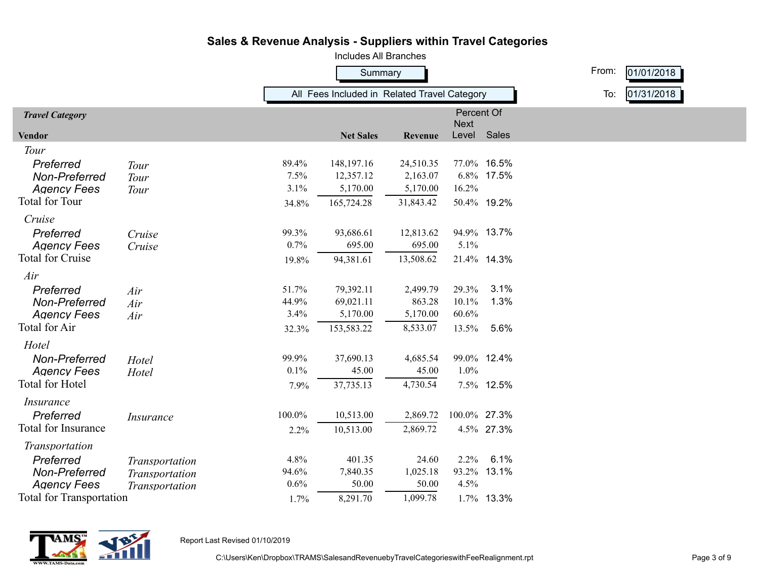# Sales & Revenue Analysis - Suppliers within Travel Categories

Includes All Branches

Summary

All Fees Included in Related Travel Category

From: 01/01/2018

To: 01/31/2018

| *Travel Category* / Vendor | | | Net Sales | Revenue | Percent Of Next Level | Percent Of Sales |
|---|---|---|---|---|---|---|
| *Tour* | | | | | | |
| Preferred | *Tour* | 89.4% | 148,197.16 | 24,510.35 | 77.0% | 16.5% |
| Non-Preferred | *Tour* | 7.5% | 12,357.12 | 2,163.07 | 6.8% | 17.5% |
| Agency Fees | *Tour* | 3.1% | 5,170.00 | 5,170.00 | 16.2% | |
| Total for Tour | | 34.8% | 165,724.28 | 31,843.42 | 50.4% | 19.2% |
| *Cruise* | | | | | | |
| Preferred | *Cruise* | 99.3% | 93,686.61 | 12,813.62 | 94.9% | 13.7% |
| Agency Fees | *Cruise* | 0.7% | 695.00 | 695.00 | 5.1% | |
| Total for Cruise | | 19.8% | 94,381.61 | 13,508.62 | 21.4% | 14.3% |
| *Air* | | | | | | |
| Preferred | *Air* | 51.7% | 79,392.11 | 2,499.79 | 29.3% | 3.1% |
| Non-Preferred | *Air* | 44.9% | 69,021.11 | 863.28 | 10.1% | 1.3% |
| Agency Fees | *Air* | 3.4% | 5,170.00 | 5,170.00 | 60.6% | |
| Total for Air | | 32.3% | 153,583.22 | 8,533.07 | 13.5% | 5.6% |
| *Hotel* | | | | | | |
| Non-Preferred | *Hotel* | 99.9% | 37,690.13 | 4,685.54 | 99.0% | 12.4% |
| Agency Fees | *Hotel* | 0.1% | 45.00 | 45.00 | 1.0% | |
| Total for Hotel | | 7.9% | 37,735.13 | 4,730.54 | 7.5% | 12.5% |
| *Insurance* | | | | | | |
| Preferred | *Insurance* | 100.0% | 10,513.00 | 2,869.72 | 100.0% | 27.3% |
| Total for Insurance | | 2.2% | 10,513.00 | 2,869.72 | 4.5% | 27.3% |
| *Transportation* | | | | | | |
| Preferred | *Transportation* | 4.8% | 401.35 | 24.60 | 2.2% | 6.1% |
| Non-Preferred | *Transportation* | 94.6% | 7,840.35 | 1,025.18 | 93.2% | 13.1% |
| Agency Fees | *Transportation* | 0.6% | 50.00 | 50.00 | 4.5% | |
| Total for Transportation | | 1.7% | 8,291.70 | 1,099.78 | 1.7% | 13.3% |

Report Last Revised 01/10/2019

C:\Users\Ken\Dropbox\TRAMS\SalesandRevenuebyTravelCategorieswithFeeRealignment.rpt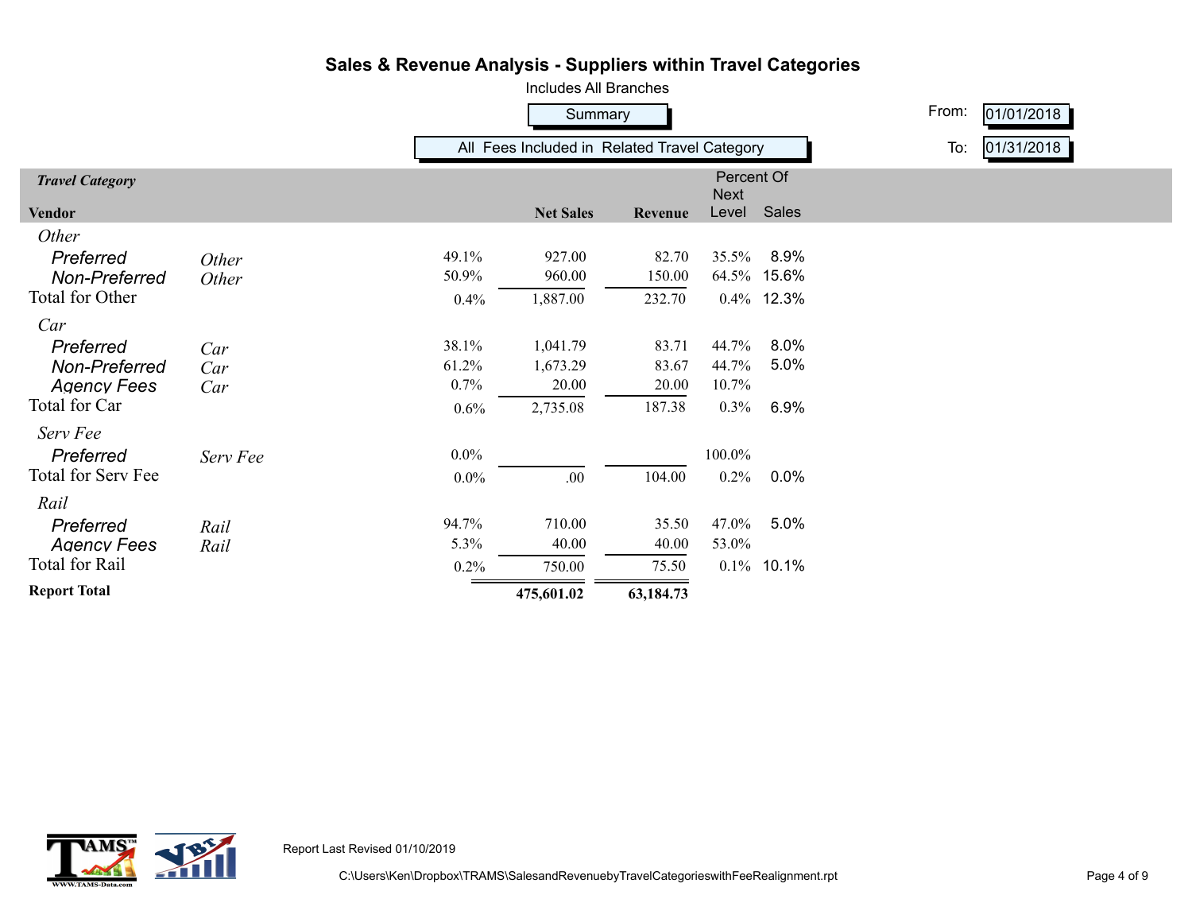# Sales & Revenue Analysis - Suppliers within Travel Categories

Includes All Branches

Summary

All Fees Included in Related Travel Category

From: 01/01/2018

To: 01/31/2018

| *Travel Category* / **Vendor** | | | **Net Sales** | **Revenue** | Percent Of Next Level | Sales |
|---|---|---|---|---|---|---|
| *Other* | | | | | | |
| *Preferred* | *Other* | 49.1% | 927.00 | 82.70 | 35.5% | 8.9% |
| *Non-Preferred* | *Other* | 50.9% | 960.00 | 150.00 | 64.5% | 15.6% |
| Total for Other | | 0.4% | 1,887.00 | 232.70 | 0.4% | 12.3% |
| *Car* | | | | | | |
| *Preferred* | *Car* | 38.1% | 1,041.79 | 83.71 | 44.7% | 8.0% |
| *Non-Preferred* | *Car* | 61.2% | 1,673.29 | 83.67 | 44.7% | 5.0% |
| *Agency Fees* | *Car* | 0.7% | 20.00 | 20.00 | 10.7% | |
| Total for Car | | 0.6% | 2,735.08 | 187.38 | 0.3% | 6.9% |
| *Serv Fee* | | | | | | |
| *Preferred* | *Serv Fee* | 0.0% | | | 100.0% | |
| Total for Serv Fee | | 0.0% | .00 | 104.00 | 0.2% | 0.0% |
| *Rail* | | | | | | |
| *Preferred* | *Rail* | 94.7% | 710.00 | 35.50 | 47.0% | 5.0% |
| *Agency Fees* | *Rail* | 5.3% | 40.00 | 40.00 | 53.0% | |
| Total for Rail | | 0.2% | 750.00 | 75.50 | 0.1% | 10.1% |
| **Report Total** | | | **475,601.02** | **63,184.73** | | |

Report Last Revised 01/10/2019

C:\Users\Ken\Dropbox\TRAMS\SalesandRevenuebyTravelCategorieswithFeeRealignment.rpt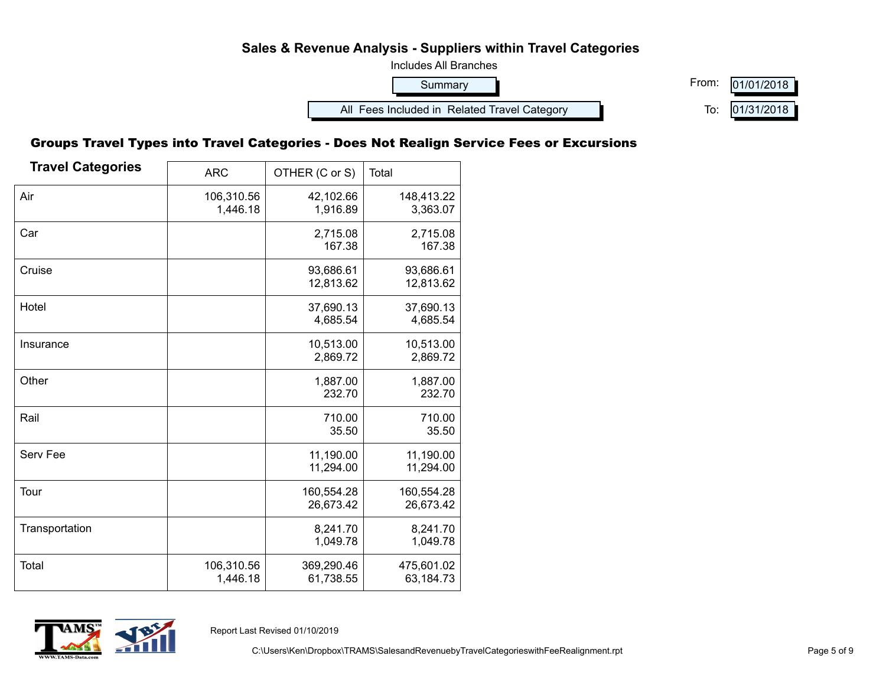# Sales & Revenue Analysis - Suppliers within Travel Categories

Includes All Branches

Summary

All Fees Included in Related Travel Category

From: 01/01/2018

To: 01/31/2018

## Groups Travel Types into Travel Categories - Does Not Realign Service Fees or Excursions

| Travel Categories | ARC | OTHER (C or S) | Total |
|---|---|---|---|
| Air | 106,310.56<br>1,446.18 | 42,102.66<br>1,916.89 | 148,413.22<br>3,363.07 |
| Car | | 2,715.08<br>167.38 | 2,715.08<br>167.38 |
| Cruise | | 93,686.61<br>12,813.62 | 93,686.61<br>12,813.62 |
| Hotel | | 37,690.13<br>4,685.54 | 37,690.13<br>4,685.54 |
| Insurance | | 10,513.00<br>2,869.72 | 10,513.00<br>2,869.72 |
| Other | | 1,887.00<br>232.70 | 1,887.00<br>232.70 |
| Rail | | 710.00<br>35.50 | 710.00<br>35.50 |
| Serv Fee | | 11,190.00<br>11,294.00 | 11,190.00<br>11,294.00 |
| Tour | | 160,554.28<br>26,673.42 | 160,554.28<br>26,673.42 |
| Transportation | | 8,241.70<br>1,049.78 | 8,241.70<br>1,049.78 |
| Total | 106,310.56<br>1,446.18 | 369,290.46<br>61,738.55 | 475,601.02<br>63,184.73 |

Report Last Revised 01/10/2019

C:\Users\Ken\Dropbox\TRAMS\SalesandRevenuebyTravelCategorieswithFeeRealignment.rpt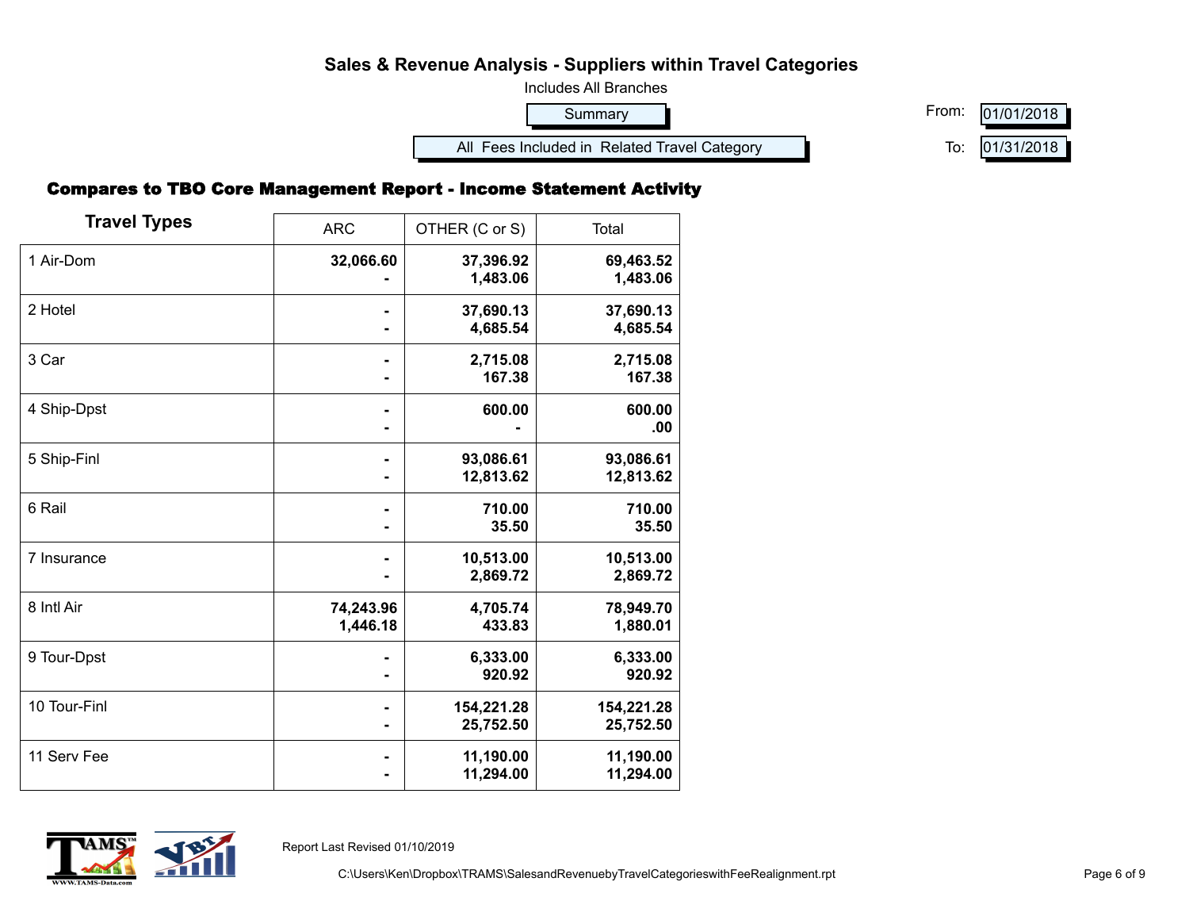# Sales & Revenue Analysis - Suppliers within Travel Categories

Includes All Branches

Summary

All Fees Included in Related Travel Category

From: 01/01/2018

To: 01/31/2018

## Compares to TBO Core Management Report - Income Statement Activity

| Travel Types | ARC | OTHER (C or S) | Total |
|---|---|---|---|
| 1 Air-Dom | **32,066.60**<br>**-** | **37,396.92**<br>**1,483.06** | **69,463.52**<br>**1,483.06** |
| 2 Hotel | **-**<br>**-** | **37,690.13**<br>**4,685.54** | **37,690.13**<br>**4,685.54** |
| 3 Car | **-**<br>**-** | **2,715.08**<br>**167.38** | **2,715.08**<br>**167.38** |
| 4 Ship-Dpst | **-**<br>**-** | **600.00**<br>**-** | **600.00**<br>**.00** |
| 5 Ship-Finl | **-**<br>**-** | **93,086.61**<br>**12,813.62** | **93,086.61**<br>**12,813.62** |
| 6 Rail | **-**<br>**-** | **710.00**<br>**35.50** | **710.00**<br>**35.50** |
| 7 Insurance | **-**<br>**-** | **10,513.00**<br>**2,869.72** | **10,513.00**<br>**2,869.72** |
| 8 Intl Air | **74,243.96**<br>**1,446.18** | **4,705.74**<br>**433.83** | **78,949.70**<br>**1,880.01** |
| 9 Tour-Dpst | **-**<br>**-** | **6,333.00**<br>**920.92** | **6,333.00**<br>**920.92** |
| 10 Tour-Finl | **-**<br>**-** | **154,221.28**<br>**25,752.50** | **154,221.28**<br>**25,752.50** |
| 11 Serv Fee | **-**<br>**-** | **11,190.00**<br>**11,294.00** | **11,190.00**<br>**11,294.00** |

Report Last Revised 01/10/2019

C:\Users\Ken\Dropbox\TRAMS\SalesandRevenuebyTravelCategorieswithFeeRealignment.rpt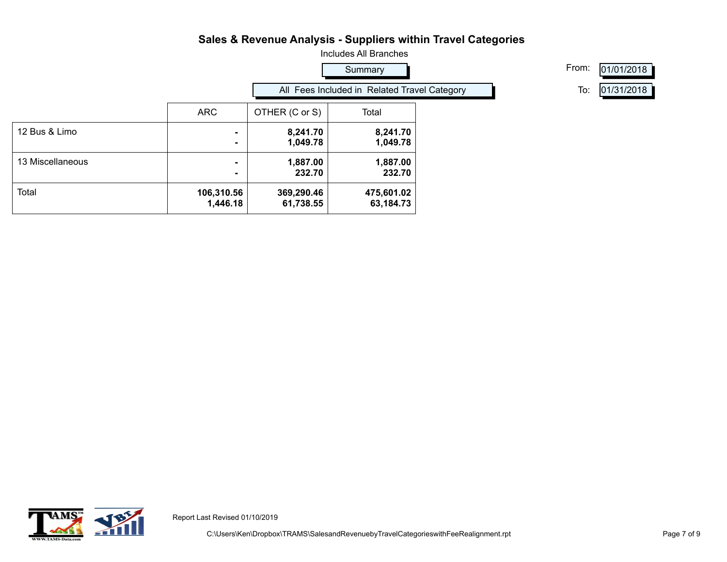# Sales & Revenue Analysis - Suppliers within Travel Categories

Includes All Branches

Summary

All Fees Included in Related Travel Category

From: 01/01/2018

To: 01/31/2018

| | ARC | OTHER (C or S) | Total |
|---|---|---|---|
| 12 Bus & Limo | -<br>- | **8,241.70**<br>**1,049.78** | **8,241.70**<br>**1,049.78** |
| 13 Miscellaneous | -<br>- | **1,887.00**<br>**232.70** | **1,887.00**<br>**232.70** |
| Total | **106,310.56**<br>**1,446.18** | **369,290.46**<br>**61,738.55** | **475,601.02**<br>**63,184.73** |

Report Last Revised 01/10/2019

C:\Users\Ken\Dropbox\TRAMS\SalesandRevenuebyTravelCategorieswithFeeRealignment.rpt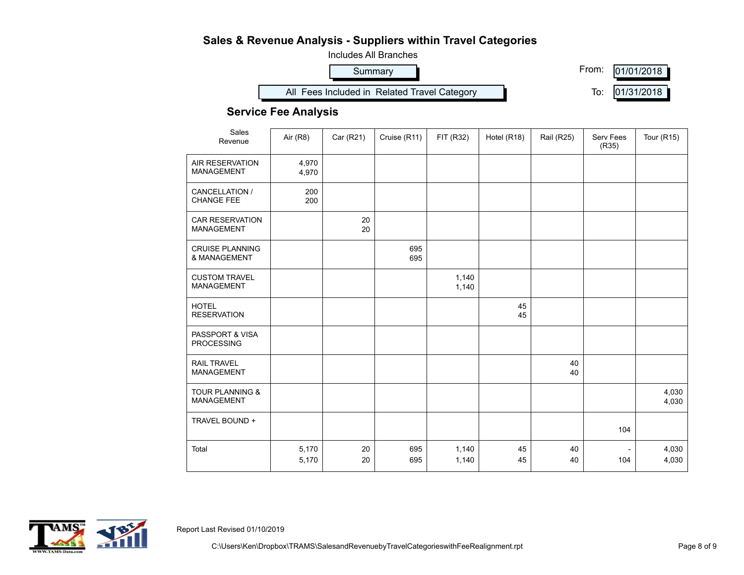# Sales & Revenue Analysis - Suppliers within Travel Categories

Includes All Branches

Summary

All Fees Included in Related Travel Category

From: 01/01/2018

To: 01/31/2018

## Service Fee Analysis

| Sales<br>Revenue | Air (R8) | Car (R21) | Cruise (R11) | FIT (R32) | Hotel (R18) | Rail (R25) | Serv Fees (R35) | Tour (R15) |
|---|---|---|---|---|---|---|---|---|
| AIR RESERVATION MANAGEMENT | 4,970<br>4,970 | | | | | | | |
| CANCELLATION / CHANGE FEE | 200<br>200 | | | | | | | |
| CAR RESERVATION MANAGEMENT | | 20<br>20 | | | | | | |
| CRUISE PLANNING & MANAGEMENT | | | 695<br>695 | | | | | |
| CUSTOM TRAVEL MANAGEMENT | | | | 1,140<br>1,140 | | | | |
| HOTEL RESERVATION | | | | | 45<br>45 | | | |
| PASSPORT & VISA PROCESSING | | | | | | | | |
| RAIL TRAVEL MANAGEMENT | | | | | | 40<br>40 | | |
| TOUR PLANNING & MANAGEMENT | | | | | | | | 4,030<br>4,030 |
| TRAVEL BOUND + | | | | | | | 104 | |
| Total | 5,170<br>5,170 | 20<br>20 | 695<br>695 | 1,140<br>1,140 | 45<br>45 | 40<br>40 | -<br>104 | 4,030<br>4,030 |

Report Last Revised 01/10/2019

C:\Users\Ken\Dropbox\TRAMS\SalesandRevenuebyTravelCategorieswithFeeRealignment.rpt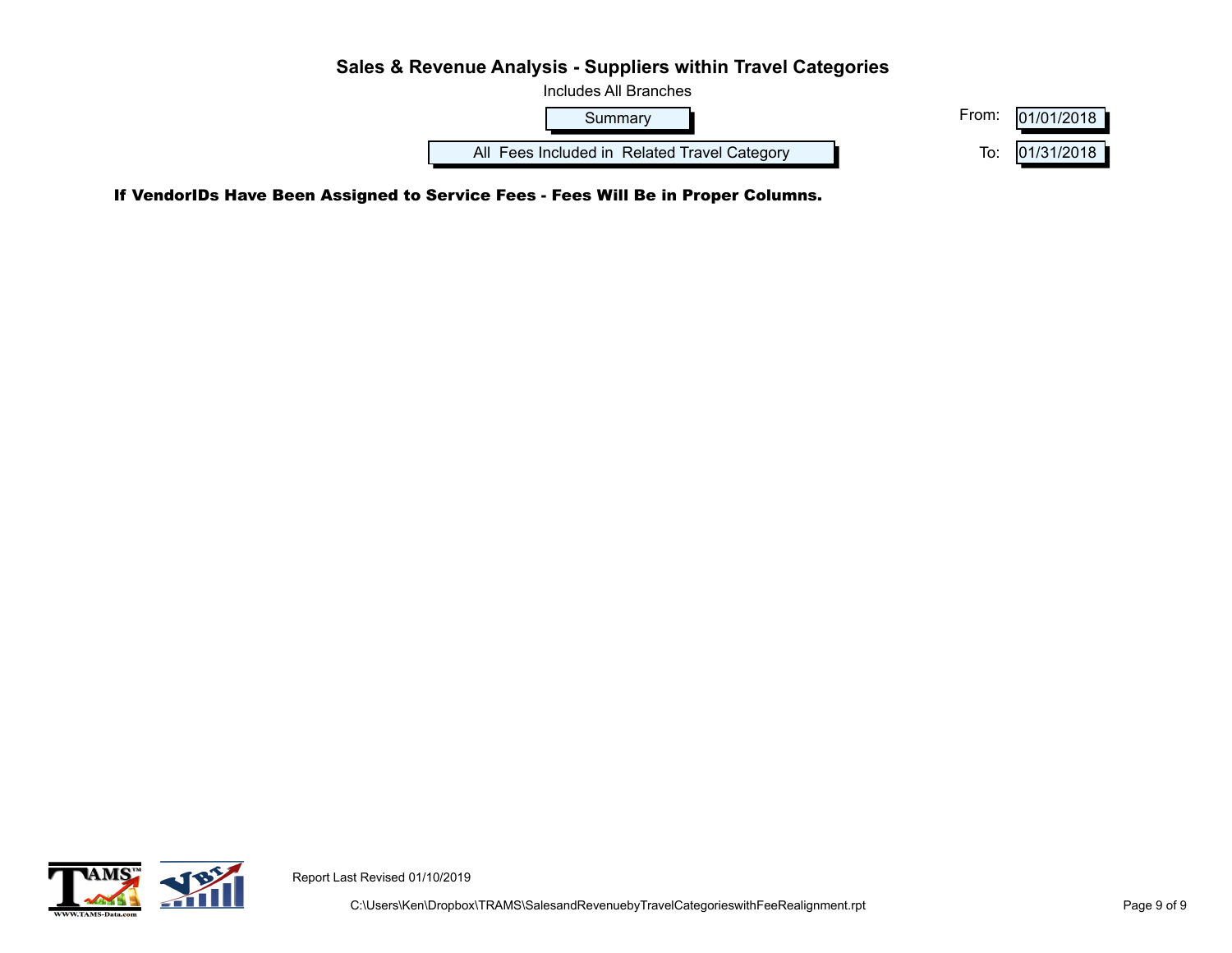# Sales & Revenue Analysis - Suppliers within Travel Categories

Includes All Branches

Summary

All Fees Included in Related Travel Category

From: 01/01/2018

To: 01/31/2018

**If VendorIDs Have Been Assigned to Service Fees - Fees Will Be in Proper Columns.**

Report Last Revised 01/10/2019

C:\Users\Ken\Dropbox\TRAMS\SalesandRevenuebyTravelCategorieswithFeeRealignment.rpt